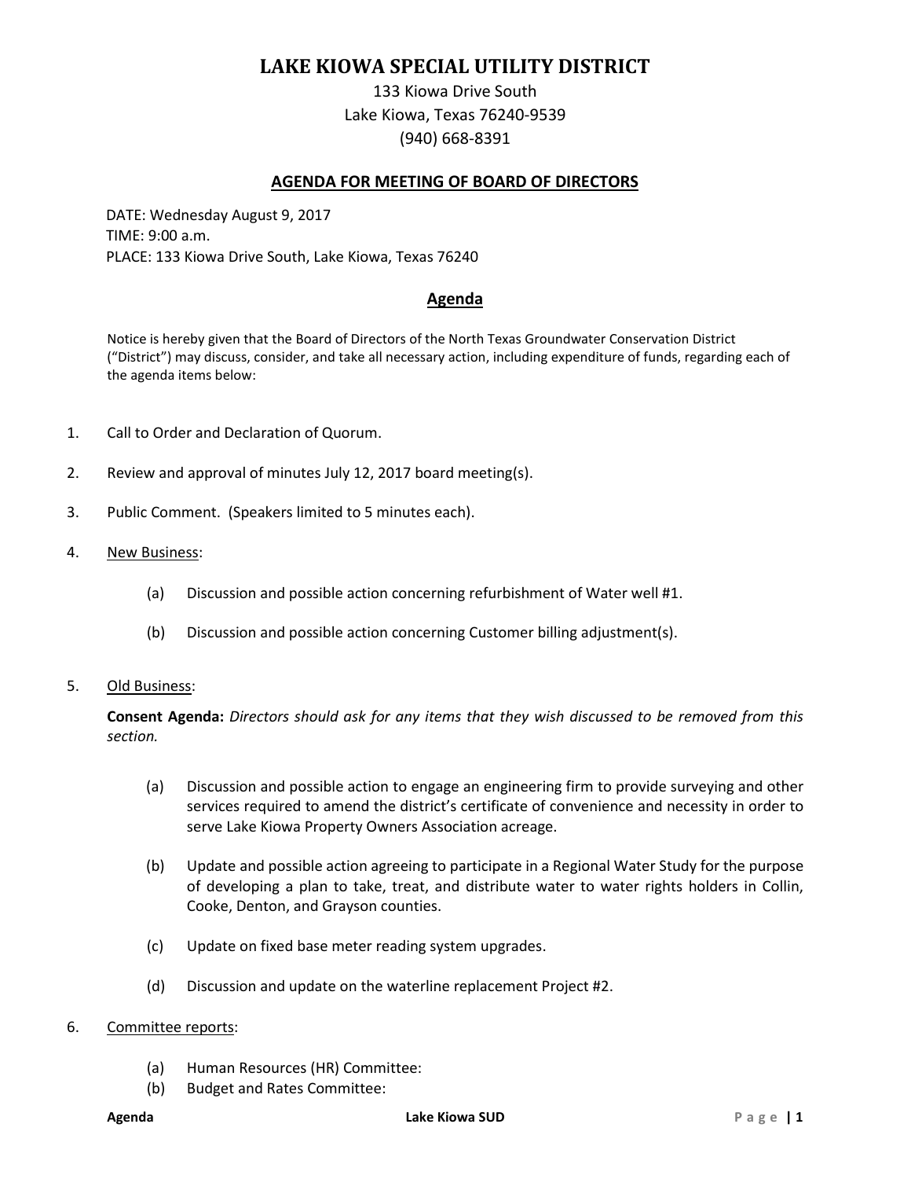# LAKE KIOWA SPECIAL UTILITY DISTRICT

133 Kiowa Drive South
Lake Kiowa, Texas 76240-9539
(940) 668-8391

## AGENDA FOR MEETING OF BOARD OF DIRECTORS

DATE: Wednesday August 9, 2017
TIME: 9:00 a.m.
PLACE: 133 Kiowa Drive South, Lake Kiowa, Texas 76240

## Agenda

Notice is hereby given that the Board of Directors of the North Texas Groundwater Conservation District ("District") may discuss, consider, and take all necessary action, including expenditure of funds, regarding each of the agenda items below:

1. Call to Order and Declaration of Quorum.

2. Review and approval of minutes July 12, 2017 board meeting(s).

3. Public Comment. (Speakers limited to 5 minutes each).

4. New Business:

   (a) Discussion and possible action concerning refurbishment of Water well #1.

   (b) Discussion and possible action concerning Customer billing adjustment(s).

5. Old Business:

   **Consent Agenda:** *Directors should ask for any items that they wish discussed to be removed from this section.*

   (a) Discussion and possible action to engage an engineering firm to provide surveying and other services required to amend the district's certificate of convenience and necessity in order to serve Lake Kiowa Property Owners Association acreage.

   (b) Update and possible action agreeing to participate in a Regional Water Study for the purpose of developing a plan to take, treat, and distribute water to water rights holders in Collin, Cooke, Denton, and Grayson counties.

   (c) Update on fixed base meter reading system upgrades.

   (d) Discussion and update on the waterline replacement Project #2.

6. Committee reports:

   (a) Human Resources (HR) Committee:
   (b) Budget and Rates Committee: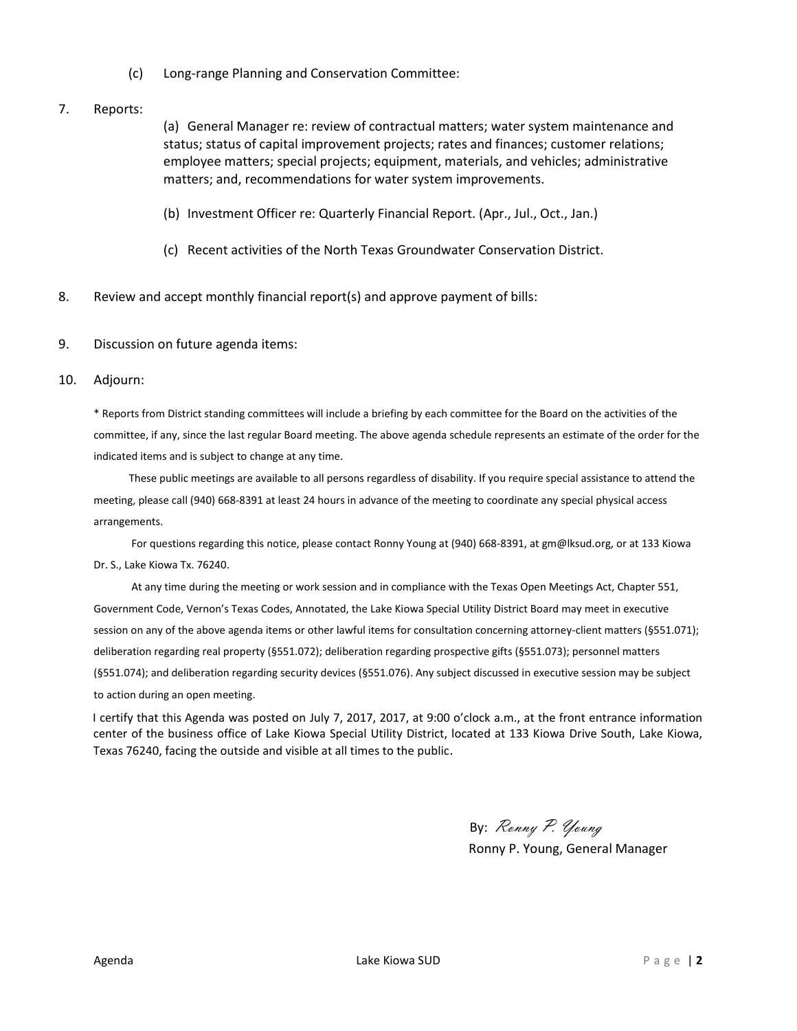(c) Long-range Planning and Conservation Committee:

7. Reports:

   (a) General Manager re: review of contractual matters; water system maintenance and status; status of capital improvement projects; rates and finances; customer relations; employee matters; special projects; equipment, materials, and vehicles; administrative matters; and, recommendations for water system improvements.

   (b) Investment Officer re: Quarterly Financial Report. (Apr., Jul., Oct., Jan.)

   (c) Recent activities of the North Texas Groundwater Conservation District.

8. Review and accept monthly financial report(s) and approve payment of bills:

9. Discussion on future agenda items:

10. Adjourn:

* Reports from District standing committees will include a briefing by each committee for the Board on the activities of the committee, if any, since the last regular Board meeting. The above agenda schedule represents an estimate of the order for the indicated items and is subject to change at any time.

These public meetings are available to all persons regardless of disability. If you require special assistance to attend the meeting, please call (940) 668-8391 at least 24 hours in advance of the meeting to coordinate any special physical access arrangements.

For questions regarding this notice, please contact Ronny Young at (940) 668-8391, at gm@lksud.org, or at 133 Kiowa Dr. S., Lake Kiowa Tx. 76240.

At any time during the meeting or work session and in compliance with the Texas Open Meetings Act, Chapter 551, Government Code, Vernon's Texas Codes, Annotated, the Lake Kiowa Special Utility District Board may meet in executive session on any of the above agenda items or other lawful items for consultation concerning attorney-client matters (§551.071); deliberation regarding real property (§551.072); deliberation regarding prospective gifts (§551.073); personnel matters (§551.074); and deliberation regarding security devices (§551.076). Any subject discussed in executive session may be subject to action during an open meeting.

I certify that this Agenda was posted on July 7, 2017, 2017, at 9:00 o'clock a.m., at the front entrance information center of the business office of Lake Kiowa Special Utility District, located at 133 Kiowa Drive South, Lake Kiowa, Texas 76240, facing the outside and visible at all times to the public.

By: *Ronny P. Young*

Ronny P. Young, General Manager